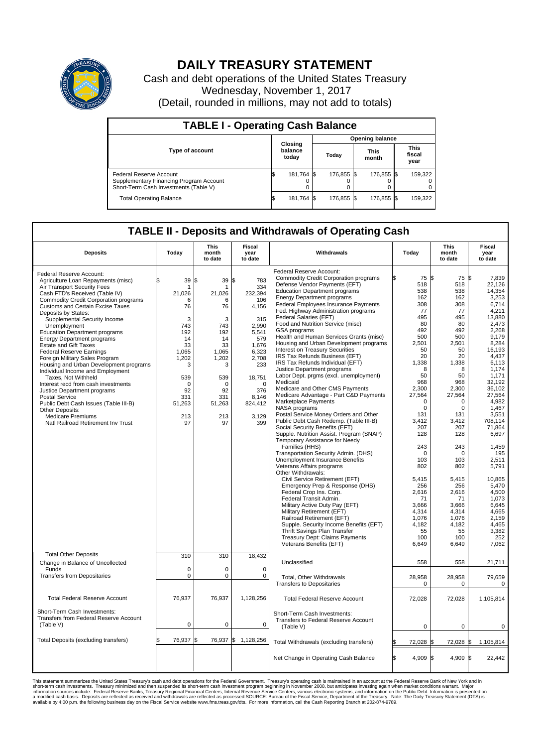# DAILY TREASURY STATEMENT

Cash and debt operations of the United States Treasury
Wednesday, November 1, 2017
(Detail, rounded in millions, may not add to totals)

## TABLE I - Operating Cash Balance

| Type of account | Closing balance today | Opening balance Today | Opening balance This month | Opening balance This fiscal year |
|---|---|---|---|---|
| Federal Reserve Account | $ 181,764 | $ 176,855 | $ 176,855 | $ 159,322 |
| Supplementary Financing Program Account | 0 | 0 | 0 | 0 |
| Short-Term Cash Investments (Table V) | 0 | 0 | 0 | 0 |
| Total Operating Balance | $ 181,764 | $ 176,855 | $ 176,855 | $ 159,322 |

## TABLE II - Deposits and Withdrawals of Operating Cash

| Deposits | Today | This month to date | Fiscal year to date |
|---|---|---|---|
| Federal Reserve Account: | | | |
| Agriculture Loan Repayments (misc) | $ 39 | $ 39 | $ 783 |
| Air Transport Security Fees | 1 | 1 | 334 |
| Cash FTD's Received (Table IV) | 21,026 | 21,026 | 232,394 |
| Commodity Credit Corporation programs | 6 | 6 | 106 |
| Customs and Certain Excise Taxes | 76 | 76 | 4,156 |
| Deposits by States: | | | |
| Supplemental Security Income | 3 | 3 | 315 |
| Unemployment | 743 | 743 | 2,990 |
| Education Department programs | 192 | 192 | 5,541 |
| Energy Department programs | 14 | 14 | 579 |
| Estate and Gift Taxes | 33 | 33 | 1,676 |
| Federal Reserve Earnings | 1,065 | 1,065 | 6,323 |
| Foreign Military Sales Program | 1,202 | 1,202 | 2,708 |
| Housing and Urban Development programs | 3 | 3 | 233 |
| Individual Income and Employment Taxes, Not Withheld | 539 | 539 | 18,751 |
| Interest recd from cash investments | 0 | 0 | 0 |
| Justice Department programs | 92 | 92 | 376 |
| Postal Service | 331 | 331 | 8,146 |
| Public Debt Cash Issues (Table III-B) | 51,263 | 51,263 | 824,412 |
| Other Deposits: | | | |
| Medicare Premiums | 213 | 213 | 3,129 |
| Natl Railroad Retirement Inv Trust | 97 | 97 | 399 |
| Total Other Deposits | 310 | 310 | 18,432 |
| Change in Balance of Uncollected Funds | 0 | 0 | 0 |
| Transfers from Depositaries | 0 | 0 | 0 |
| Total Federal Reserve Account | 76,937 | 76,937 | 1,128,256 |
| Short-Term Cash Investments: Transfers from Federal Reserve Account (Table V) | 0 | 0 | 0 |
| Total Deposits (excluding transfers) | $ 76,937 | $ 76,937 | $ 1,128,256 |

| Withdrawals | Today | This month to date | Fiscal year to date |
|---|---|---|---|
| Federal Reserve Account: | | | |
| Commodity Credit Corporation programs | $ 75 | $ 75 | $ 7,839 |
| Defense Vendor Payments (EFT) | 518 | 518 | 22,126 |
| Education Department programs | 538 | 538 | 14,354 |
| Energy Department programs | 162 | 162 | 3,253 |
| Federal Employees Insurance Payments | 308 | 308 | 6,714 |
| Fed. Highway Administration programs | 77 | 77 | 4,211 |
| Federal Salaries (EFT) | 495 | 495 | 13,880 |
| Food and Nutrition Service (misc) | 80 | 80 | 2,473 |
| GSA programs | 492 | 492 | 2,268 |
| Health and Human Services Grants (misc) | 500 | 500 | 9,179 |
| Housing and Urban Development programs | 2,501 | 2,501 | 8,284 |
| Interest on Treasury Securities | 50 | 50 | 16,193 |
| IRS Tax Refunds Business (EFT) | 20 | 20 | 4,437 |
| IRS Tax Refunds Individual (EFT) | 1,338 | 1,338 | 6,113 |
| Justice Department programs | 8 | 8 | 1,174 |
| Labor Dept. prgms (excl. unemployment) | 50 | 50 | 1,171 |
| Medicaid | 968 | 968 | 32,192 |
| Medicare and Other CMS Payments | 2,300 | 2,300 | 36,102 |
| Medicare Advantage - Part C&D Payments | 27,564 | 27,564 | 27,564 |
| Marketplace Payments | 0 | 0 | 4,982 |
| NASA programs | 0 | 0 | 1,467 |
| Postal Service Money Orders and Other | 131 | 131 | 3,551 |
| Public Debt Cash Redemp. (Table III-B) | 3,412 | 3,412 | 708,114 |
| Social Security Benefits (EFT) | 207 | 207 | 71,864 |
| Supple. Nutrition Assist. Program (SNAP) | 128 | 128 | 6,697 |
| Temporary Assistance for Needy Families (HHS) | 243 | 243 | 1,459 |
| Transportation Security Admin. (DHS) | 0 | 0 | 195 |
| Unemployment Insurance Benefits | 103 | 103 | 2,511 |
| Veterans Affairs programs | 802 | 802 | 5,791 |
| Other Withdrawals: | | | |
| Civil Service Retirement (EFT) | 5,415 | 5,415 | 10,865 |
| Emergency Prep & Response (DHS) | 256 | 256 | 5,470 |
| Federal Crop Ins. Corp. | 2,616 | 2,616 | 4,500 |
| Federal Transit Admin. | 71 | 71 | 1,073 |
| Military Active Duty Pay (EFT) | 3,666 | 3,666 | 6,645 |
| Military Retirement (EFT) | 4,314 | 4,314 | 4,665 |
| Railroad Retirement (EFT) | 1,076 | 1,076 | 2,159 |
| Supple. Security Income Benefits (EFT) | 4,182 | 4,182 | 4,465 |
| Thrift Savings Plan Transfer | 55 | 55 | 3,382 |
| Treasury Dept: Claims Payments | 100 | 100 | 252 |
| Veterans Benefits (EFT) | 6,649 | 6,649 | 7,062 |
| Unclassified | 558 | 558 | 21,711 |
| Total, Other Withdrawals | 28,958 | 28,958 | 79,659 |
| Transfers to Depositaries | 0 | 0 | 0 |
| Total Federal Reserve Account | 72,028 | 72,028 | 1,105,814 |
| Short-Term Cash Investments: Transfers to Federal Reserve Account (Table V) | 0 | 0 | 0 |
| Total Withdrawals (excluding transfers) | $ 72,028 | $ 72,028 | $ 1,105,814 |
| Net Change in Operating Cash Balance | $ 4,909 | $ 4,909 | $ 22,442 |

This statement summarizes the United States Treasury's cash and debt operations for the Federal Government. Treasury's operating cash is maintained in an account at the Federal Reserve Bank of New York and in short-term cash investments. Treasury minimized and then suspended its short-term cash investment program beginning in November 2008, but anticipates investing again when market conditions warrant. Major information sources include: Federal Reserve Banks, Treasury Regional Financial Centers, Internal Revenue Service Centers, various electronic systems, and information on the Public Debt. Information is presented on a modified cash basis. Deposits are reflected as received and withdrawals are reflected as processed.SOURCE: Bureau of the Fiscal Service, Department of the Treasury. Note: The Daily Treasury Statement (DTS) is available by 4:00 p.m. the following business day on the Fiscal Service website www.fms.treas.gov/dts. For more information, call the Cash Reporting Branch at 202-874-9789.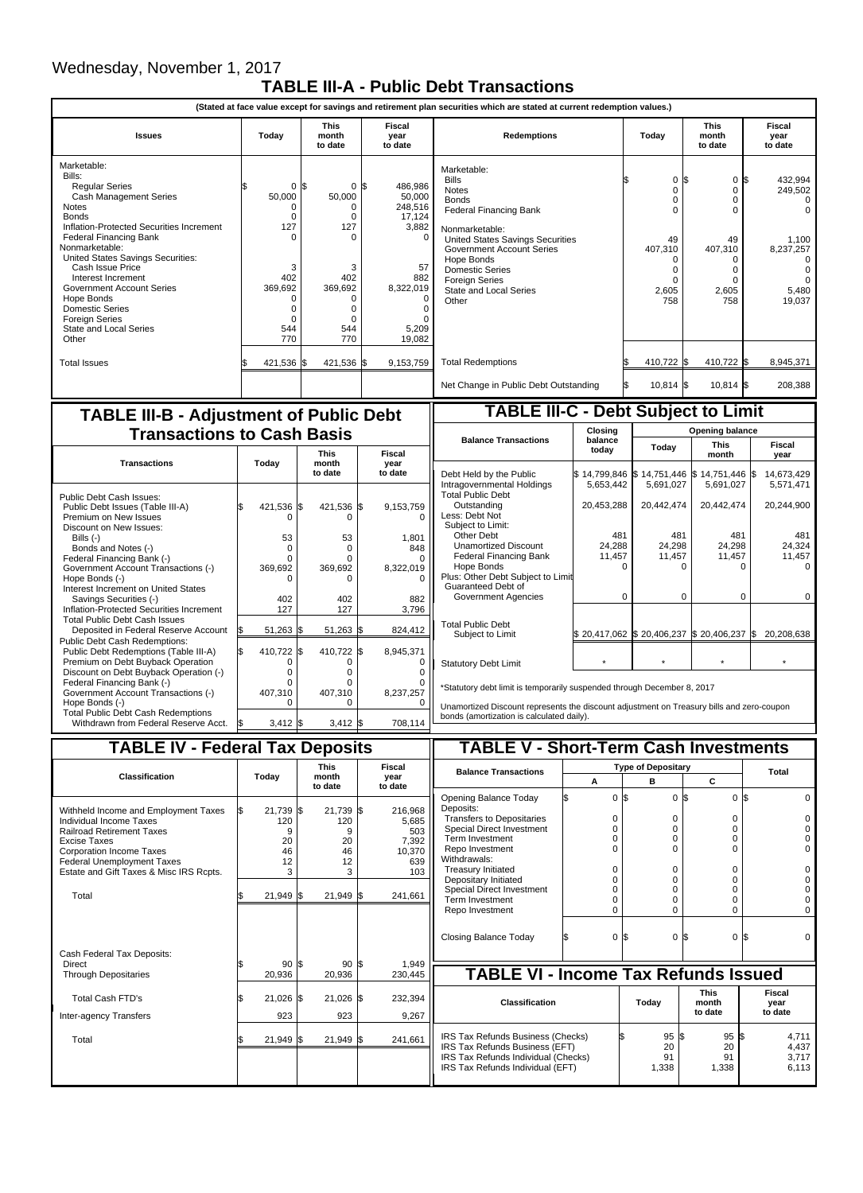Wednesday, November 1, 2017

# TABLE III-A - Public Debt Transactions

(Stated at face value except for savings and retirement plan securities which are stated at current redemption values.)

| Issues | Today | This month to date | Fiscal year to date | Redemptions | Today | This month to date | Fiscal year to date |
|---|---|---|---|---|---|---|---|
| Marketable: | | | | Marketable: | | | |
| Bills: | | | | Bills | $ 0 | $ 0 | $ 432,994 |
| Regular Series | $ 0 | $ 0 | $ 486,986 | Notes | 0 | 0 | 249,502 |
| Cash Management Series | 50,000 | 50,000 | 50,000 | Bonds | 0 | 0 | 0 |
| Notes | 0 | 0 | 248,516 | Federal Financing Bank | 0 | 0 | 0 |
| Bonds | 0 | 0 | 17,124 | | | | |
| Inflation-Protected Securities Increment | 127 | 127 | 3,882 | Nonmarketable: | | | |
| Federal Financing Bank | 0 | 0 | 0 | United States Savings Securities | 49 | 49 | 1,100 |
| Nonmarketable: | | | | Government Account Series | 407,310 | 407,310 | 8,237,257 |
| United States Savings Securities: | | | | Hope Bonds | 0 | 0 | 0 |
| Cash Issue Price | 3 | 3 | 57 | Domestic Series | 0 | 0 | 0 |
| Interest Increment | 402 | 402 | 882 | Foreign Series | 0 | 0 | 0 |
| Government Account Series | 369,692 | 369,692 | 8,322,019 | State and Local Series | 2,605 | 2,605 | 5,480 |
| Hope Bonds | 0 | 0 | 0 | Other | 758 | 758 | 19,037 |
| Domestic Series | 0 | 0 | 0 | | | | |
| Foreign Series | 0 | 0 | 0 | | | | |
| State and Local Series | 544 | 544 | 5,209 | | | | |
| Other | 770 | 770 | 19,082 | | | | |
| Total Issues | $ 421,536 | $ 421,536 | $ 9,153,759 | Total Redemptions | $ 410,722 | $ 410,722 | $ 8,945,371 |
| | | | | Net Change in Public Debt Outstanding | $ 10,814 | $ 10,814 | $ 208,388 |

# TABLE III-B - Adjustment of Public Debt Transactions to Cash Basis

| Transactions | Today | This month to date | Fiscal year to date |
|---|---|---|---|
| Public Debt Cash Issues: | | | |
| Public Debt Issues (Table III-A) | $ 421,536 | $ 421,536 | $ 9,153,759 |
| Premium on New Issues | 0 | 0 | 0 |
| Discount on New Issues: | | | |
| Bills (-) | 53 | 53 | 1,801 |
| Bonds and Notes (-) | 0 | 0 | 848 |
| Federal Financing Bank (-) | 0 | 0 | 0 |
| Government Account Transactions (-) | 369,692 | 369,692 | 8,322,019 |
| Hope Bonds (-) | 0 | 0 | 0 |
| Interest Increment on United States Savings Securities (-) | 402 | 402 | 882 |
| Inflation-Protected Securities Increment | 127 | 127 | 3,796 |
| Total Public Debt Cash Issues Deposited in Federal Reserve Account | $ 51,263 | $ 51,263 | $ 824,412 |
| Public Debt Cash Redemptions: | | | |
| Public Debt Redemptions (Table III-A) | $ 410,722 | $ 410,722 | $ 8,945,371 |
| Premium on Debt Buyback Operation | 0 | 0 | 0 |
| Discount on Debt Buyback Operation (-) | 0 | 0 | 0 |
| Federal Financing Bank (-) | 0 | 0 | 0 |
| Government Account Transactions (-) | 407,310 | 407,310 | 8,237,257 |
| Hope Bonds (-) | 0 | 0 | 0 |
| Total Public Debt Cash Redemptions Withdrawn from Federal Reserve Acct. | $ 3,412 | $ 3,412 | $ 708,114 |

# TABLE III-C - Debt Subject to Limit

| Balance Transactions | Closing balance today | Opening balance Today | Opening balance This month | Opening balance Fiscal year |
|---|---|---|---|---|
| Debt Held by the Public | $ 14,799,846 | $ 14,751,446 | $ 14,751,446 | $ 14,673,429 |
| Intragovernmental Holdings | 5,653,442 | 5,691,027 | 5,691,027 | 5,571,471 |
| Total Public Debt Outstanding | 20,453,288 | 20,442,474 | 20,442,474 | 20,244,900 |
| Less: Debt Not Subject to Limit: | | | | |
| Other Debt | 481 | 481 | 481 | 481 |
| Unamortized Discount | 24,288 | 24,298 | 24,298 | 24,324 |
| Federal Financing Bank | 11,457 | 11,457 | 11,457 | 11,457 |
| Hope Bonds | 0 | 0 | 0 | 0 |
| Plus: Other Debt Subject to Limit | | | | |
| Guaranteed Debt of Government Agencies | 0 | 0 | 0 | 0 |
| Total Public Debt Subject to Limit | $ 20,417,062 | $ 20,406,237 | $ 20,406,237 | $ 20,208,638 |
| Statutory Debt Limit | * | * | * | * |

*Statutory debt limit is temporarily suspended through December 8, 2017

Unamortized Discount represents the discount adjustment on Treasury bills and zero-coupon bonds (amortization is calculated daily).

# TABLE IV - Federal Tax Deposits

| Classification | Today | This month to date | Fiscal year to date |
|---|---|---|---|
| Withheld Income and Employment Taxes | $ 21,739 | $ 21,739 | $ 216,968 |
| Individual Income Taxes | 120 | 120 | 5,685 |
| Railroad Retirement Taxes | 9 | 9 | 503 |
| Excise Taxes | 20 | 20 | 7,392 |
| Corporation Income Taxes | 46 | 46 | 10,370 |
| Federal Unemployment Taxes | 12 | 12 | 639 |
| Estate and Gift Taxes & Misc IRS Rcpts. | 3 | 3 | 103 |
| Total | $ 21,949 | $ 21,949 | $ 241,661 |
| Cash Federal Tax Deposits: | | | |
| Direct | $ 90 | $ 90 | $ 1,949 |
| Through Depositaries | 20,936 | 20,936 | 230,445 |
| Total Cash FTD's | $ 21,026 | $ 21,026 | $ 232,394 |
| Inter-agency Transfers | 923 | 923 | 9,267 |
| Total | $ 21,949 | $ 21,949 | $ 241,661 |

# TABLE V - Short-Term Cash Investments

| Balance Transactions | Type of Depositary A | Type of Depositary B | Type of Depositary C | Total |
|---|---|---|---|---|
| Opening Balance Today | $ 0 | $ 0 | $ 0 | $ 0 |
| Deposits: | | | | |
| Transfers to Depositaries | 0 | 0 | 0 | 0 |
| Special Direct Investment | 0 | 0 | 0 | 0 |
| Term Investment | 0 | 0 | 0 | 0 |
| Repo Investment | 0 | 0 | 0 | 0 |
| Withdrawals: | | | | |
| Treasury Initiated | 0 | 0 | 0 | 0 |
| Depositary Initiated | 0 | 0 | 0 | 0 |
| Special Direct Investment | 0 | 0 | 0 | 0 |
| Term Investment | 0 | 0 | 0 | 0 |
| Repo Investment | 0 | 0 | 0 | 0 |
| Closing Balance Today | $ 0 | $ 0 | $ 0 | $ 0 |

# TABLE VI - Income Tax Refunds Issued

| Classification | Today | This month to date | Fiscal year to date |
|---|---|---|---|
| IRS Tax Refunds Business (Checks) | $ 95 | $ 95 | $ 4,711 |
| IRS Tax Refunds Business (EFT) | 20 | 20 | 4,437 |
| IRS Tax Refunds Individual (Checks) | 91 | 91 | 3,717 |
| IRS Tax Refunds Individual (EFT) | 1,338 | 1,338 | 6,113 |